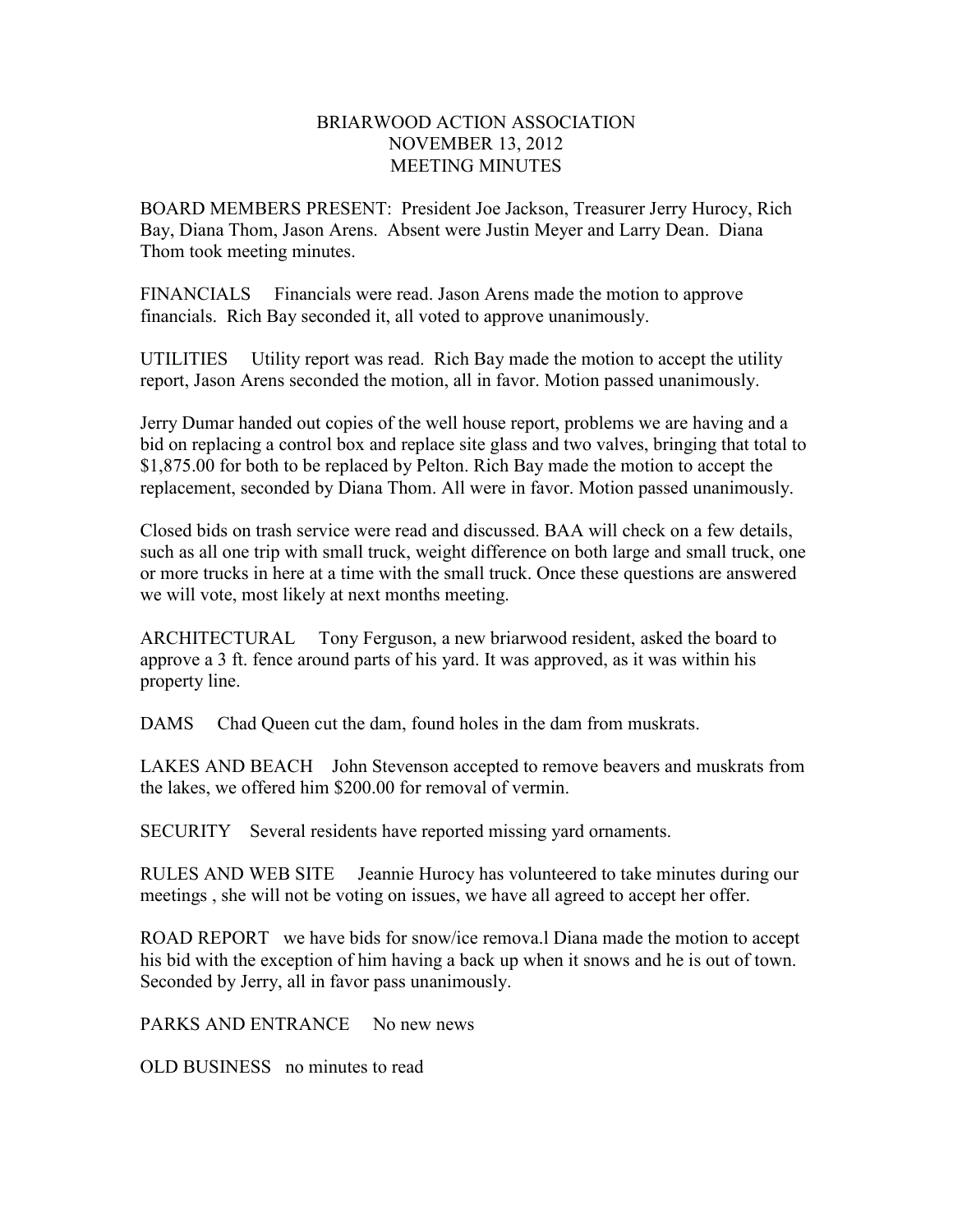# BRIARWOOD ACTION ASSOCIATION
## NOVEMBER 13, 2012
## MEETING MINUTES

BOARD MEMBERS PRESENT: President Joe Jackson, Treasurer Jerry Hurocy, Rich Bay, Diana Thom, Jason Arens. Absent were Justin Meyer and Larry Dean. Diana Thom took meeting minutes.

FINANCIALS Financials were read. Jason Arens made the motion to approve financials. Rich Bay seconded it, all voted to approve unanimously.

UTILITIES Utility report was read. Rich Bay made the motion to accept the utility report, Jason Arens seconded the motion, all in favor. Motion passed unanimously.

Jerry Dumar handed out copies of the well house report, problems we are having and a bid on replacing a control box and replace site glass and two valves, bringing that total to $1,875.00 for both to be replaced by Pelton. Rich Bay made the motion to accept the replacement, seconded by Diana Thom. All were in favor. Motion passed unanimously.

Closed bids on trash service were read and discussed. BAA will check on a few details, such as all one trip with small truck, weight difference on both large and small truck, one or more trucks in here at a time with the small truck. Once these questions are answered we will vote, most likely at next months meeting.

ARCHITECTURAL Tony Ferguson, a new briarwood resident, asked the board to approve a 3 ft. fence around parts of his yard. It was approved, as it was within his property line.

DAMS Chad Queen cut the dam, found holes in the dam from muskrats.

LAKES AND BEACH John Stevenson accepted to remove beavers and muskrats from the lakes, we offered him $200.00 for removal of vermin.

SECURITY Several residents have reported missing yard ornaments.

RULES AND WEB SITE Jeannie Hurocy has volunteered to take minutes during our meetings , she will not be voting on issues, we have all agreed to accept her offer.

ROAD REPORT we have bids for snow/ice remova.l Diana made the motion to accept his bid with the exception of him having a back up when it snows and he is out of town. Seconded by Jerry, all in favor pass unanimously.

PARKS AND ENTRANCE No new news

OLD BUSINESS no minutes to read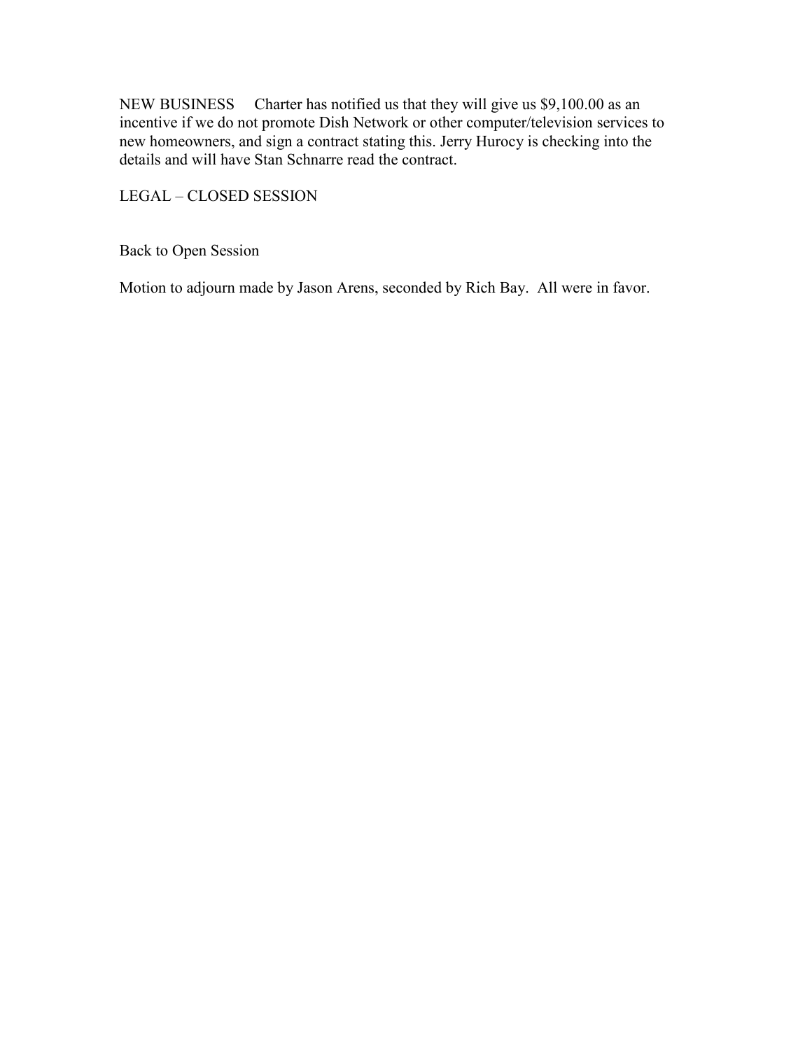NEW BUSINESS Charter has notified us that they will give us $9,100.00 as an incentive if we do not promote Dish Network or other computer/television services to new homeowners, and sign a contract stating this. Jerry Hurocy is checking into the details and will have Stan Schnarre read the contract.

LEGAL – CLOSED SESSION

Back to Open Session

Motion to adjourn made by Jason Arens, seconded by Rich Bay. All were in favor.